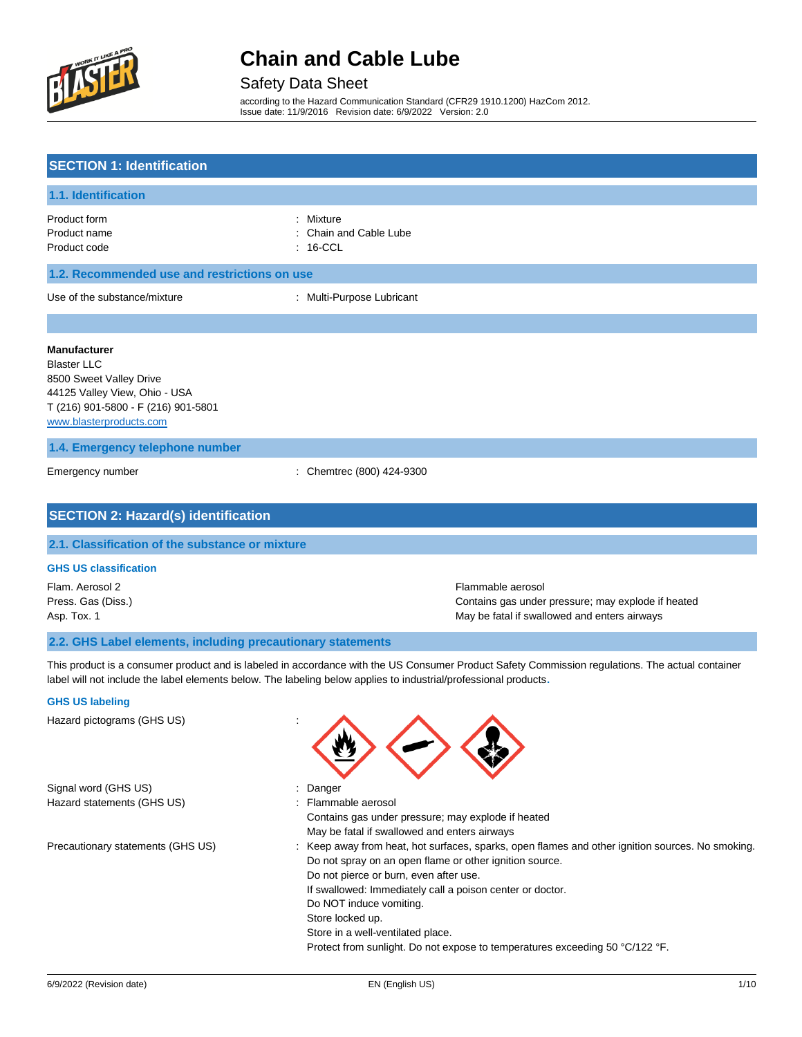# Chain and Cable Lube

## Safety Data Sheet

according to the Hazard Communication Standard (CFR29 1910.1200) HazCom 2012.
Issue date: 11/9/2016 Revision date: 6/9/2022 Version: 2.0

## SECTION 1: Identification

### 1.1. Identification

| | |
|---|---|
| Product form | : Mixture |
| Product name | : Chain and Cable Lube |
| Product code | : 16-CCL |

### 1.2. Recommended use and restrictions on use

| | |
|---|---|
| Use of the substance/mixture | : Multi-Purpose Lubricant |

**Manufacturer**
Blaster LLC
8500 Sweet Valley Drive
44125 Valley View, Ohio - USA
T (216) 901-5800 - F (216) 901-5801
www.blasterproducts.com

### 1.4. Emergency telephone number

| | |
|---|---|
| Emergency number | : Chemtrec (800) 424-9300 |

## SECTION 2: Hazard(s) identification

### 2.1. Classification of the substance or mixture

**GHS US classification**

| | |
|---|---|
| Flam. Aerosol 2 | Flammable aerosol |
| Press. Gas (Diss.) | Contains gas under pressure; may explode if heated |
| Asp. Tox. 1 | May be fatal if swallowed and enters airways |

### 2.2. GHS Label elements, including precautionary statements

This product is a consumer product and is labeled in accordance with the US Consumer Product Safety Commission regulations. The actual container label will not include the label elements below. The labeling below applies to industrial/professional products.

**GHS US labeling**

Hazard pictograms (GHS US) :

Signal word (GHS US) : Danger

Hazard statements (GHS US) :
- Flammable aerosol
- Contains gas under pressure; may explode if heated
- May be fatal if swallowed and enters airways

Precautionary statements (GHS US) :
- Keep away from heat, hot surfaces, sparks, open flames and other ignition sources. No smoking.
- Do not spray on an open flame or other ignition source.
- Do not pierce or burn, even after use.
- If swallowed: Immediately call a poison center or doctor.
- Do NOT induce vomiting.
- Store locked up.
- Store in a well-ventilated place.
- Protect from sunlight. Do not expose to temperatures exceeding 50 °C/122 °F.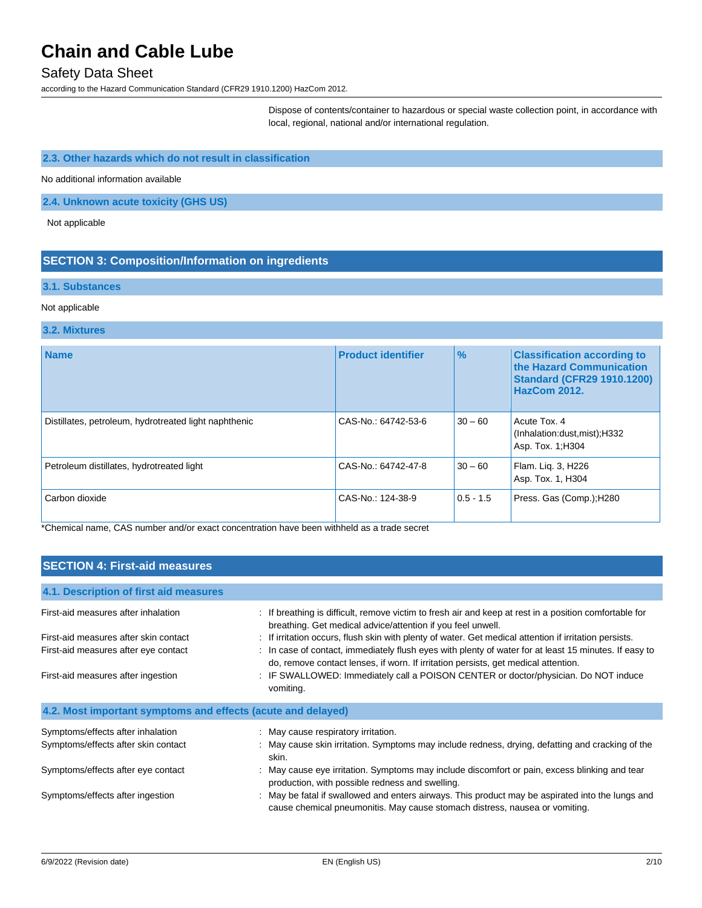Dispose of contents/container to hazardous or special waste collection point, in accordance with local, regional, national and/or international regulation.

### 2.3. Other hazards which do not result in classification

No additional information available

### 2.4. Unknown acute toxicity (GHS US)

Not applicable

## SECTION 3: Composition/Information on ingredients

### 3.1. Substances

Not applicable

### 3.2. Mixtures

| Name | Product identifier | % | Classification according to the Hazard Communication Standard (CFR29 1910.1200) HazCom 2012. |
|---|---|---|---|
| Distillates, petroleum, hydrotreated light naphthenic | CAS-No.: 64742-53-6 | 30 – 60 | Acute Tox. 4 (Inhalation:dust,mist);H332<br>Asp. Tox. 1;H304 |
| Petroleum distillates, hydrotreated light | CAS-No.: 64742-47-8 | 30 – 60 | Flam. Liq. 3, H226<br>Asp. Tox. 1, H304 |
| Carbon dioxide | CAS-No.: 124-38-9 | 0.5 - 1.5 | Press. Gas (Comp.);H280 |

*Chemical name, CAS number and/or exact concentration have been withheld as a trade secret

## SECTION 4: First-aid measures

### 4.1. Description of first aid measures

First-aid measures after inhalation : If breathing is difficult, remove victim to fresh air and keep at rest in a position comfortable for breathing. Get medical advice/attention if you feel unwell.

First-aid measures after skin contact : If irritation occurs, flush skin with plenty of water. Get medical attention if irritation persists.

First-aid measures after eye contact : In case of contact, immediately flush eyes with plenty of water for at least 15 minutes. If easy to do, remove contact lenses, if worn. If irritation persists, get medical attention.

First-aid measures after ingestion : IF SWALLOWED: Immediately call a POISON CENTER or doctor/physician. Do NOT induce vomiting.

### 4.2. Most important symptoms and effects (acute and delayed)

Symptoms/effects after inhalation : May cause respiratory irritation.

Symptoms/effects after skin contact : May cause skin irritation. Symptoms may include redness, drying, defatting and cracking of the skin.

Symptoms/effects after eye contact : May cause eye irritation. Symptoms may include discomfort or pain, excess blinking and tear production, with possible redness and swelling.

Symptoms/effects after ingestion : May be fatal if swallowed and enters airways. This product may be aspirated into the lungs and cause chemical pneumonitis. May cause stomach distress, nausea or vomiting.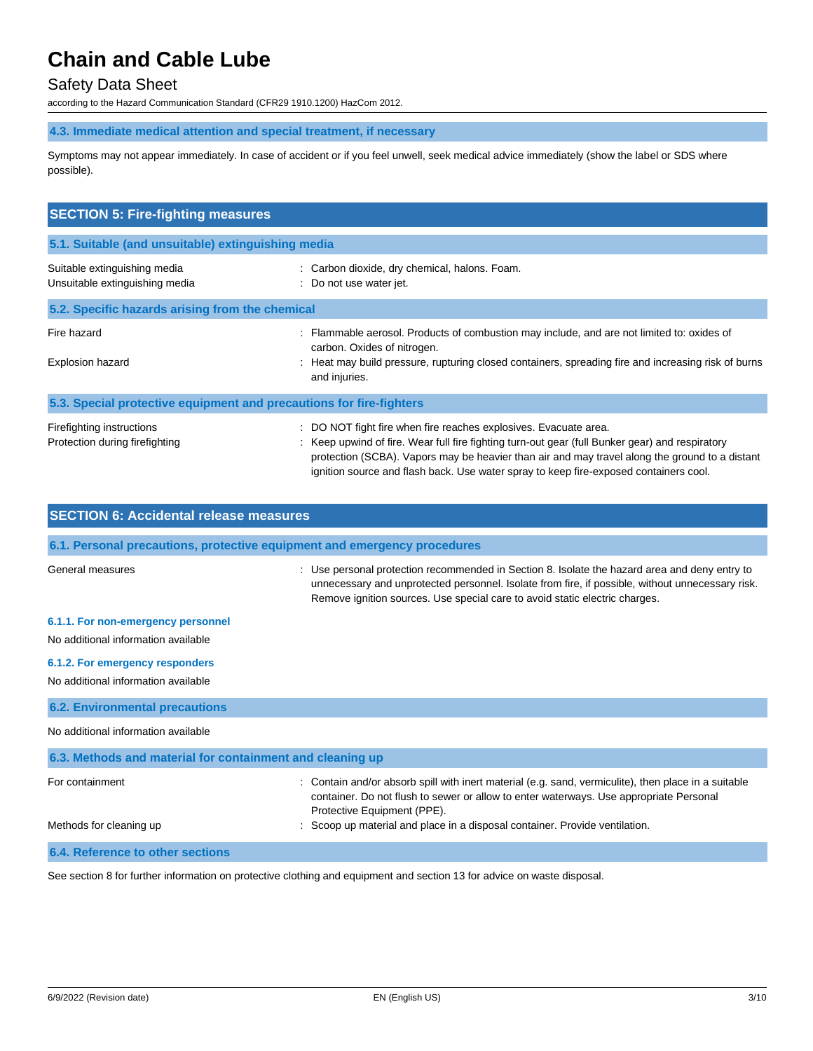### 4.3. Immediate medical attention and special treatment, if necessary

Symptoms may not appear immediately. In case of accident or if you feel unwell, seek medical advice immediately (show the label or SDS where possible).

## SECTION 5: Fire-fighting measures

### 5.1. Suitable (and unsuitable) extinguishing media

| | |
|---|---|
| Suitable extinguishing media | : Carbon dioxide, dry chemical, halons. Foam. |
| Unsuitable extinguishing media | : Do not use water jet. |

### 5.2. Specific hazards arising from the chemical

| | |
|---|---|
| Fire hazard | : Flammable aerosol. Products of combustion may include, and are not limited to: oxides of carbon. Oxides of nitrogen. |
| Explosion hazard | : Heat may build pressure, rupturing closed containers, spreading fire and increasing risk of burns and injuries. |

### 5.3. Special protective equipment and precautions for fire-fighters

| | |
|---|---|
| Firefighting instructions | : DO NOT fight fire when fire reaches explosives. Evacuate area. |
| Protection during firefighting | : Keep upwind of fire. Wear full fire fighting turn-out gear (full Bunker gear) and respiratory protection (SCBA). Vapors may be heavier than air and may travel along the ground to a distant ignition source and flash back. Use water spray to keep fire-exposed containers cool. |

## SECTION 6: Accidental release measures

### 6.1. Personal precautions, protective equipment and emergency procedures

| | |
|---|---|
| General measures | : Use personal protection recommended in Section 8. Isolate the hazard area and deny entry to unnecessary and unprotected personnel. Isolate from fire, if possible, without unnecessary risk. Remove ignition sources. Use special care to avoid static electric charges. |

#### 6.1.1. For non-emergency personnel

No additional information available

#### 6.1.2. For emergency responders

No additional information available

### 6.2. Environmental precautions

No additional information available

### 6.3. Methods and material for containment and cleaning up

| | |
|---|---|
| For containment | : Contain and/or absorb spill with inert material (e.g. sand, vermiculite), then place in a suitable container. Do not flush to sewer or allow to enter waterways. Use appropriate Personal Protective Equipment (PPE). |
| Methods for cleaning up | : Scoop up material and place in a disposal container. Provide ventilation. |

### 6.4. Reference to other sections

See section 8 for further information on protective clothing and equipment and section 13 for advice on waste disposal.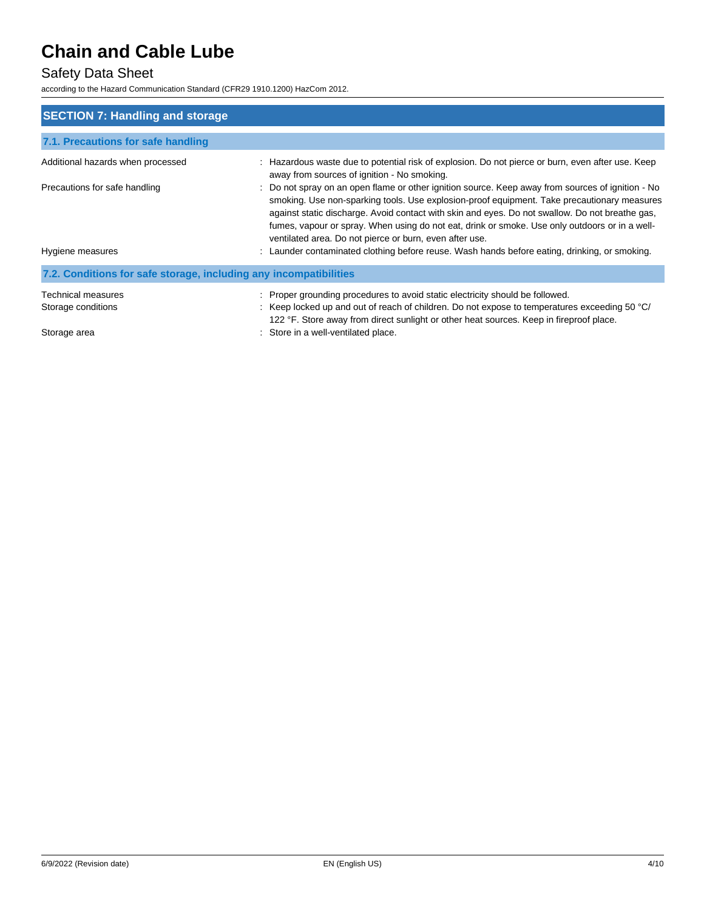## SECTION 7: Handling and storage

### 7.1. Precautions for safe handling

Additional hazards when processed : Hazardous waste due to potential risk of explosion. Do not pierce or burn, even after use. Keep away from sources of ignition - No smoking.

Precautions for safe handling : Do not spray on an open flame or other ignition source. Keep away from sources of ignition - No smoking. Use non-sparking tools. Use explosion-proof equipment. Take precautionary measures against static discharge. Avoid contact with skin and eyes. Do not swallow. Do not breathe gas, fumes, vapour or spray. When using do not eat, drink or smoke. Use only outdoors or in a well-ventilated area. Do not pierce or burn, even after use.

Hygiene measures : Launder contaminated clothing before reuse. Wash hands before eating, drinking, or smoking.

### 7.2. Conditions for safe storage, including any incompatibilities

Technical measures : Proper grounding procedures to avoid static electricity should be followed.

Storage conditions : Keep locked up and out of reach of children. Do not expose to temperatures exceeding 50 °C/ 122 °F. Store away from direct sunlight or other heat sources. Keep in fireproof place.

Storage area : Store in a well-ventilated place.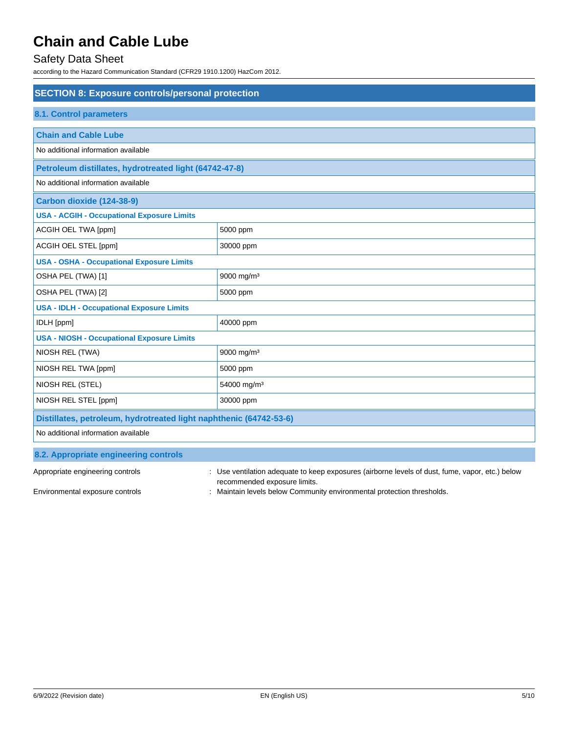# Chain and Cable Lube

Safety Data Sheet

according to the Hazard Communication Standard (CFR29 1910.1200) HazCom 2012.

## SECTION 8: Exposure controls/personal protection

### 8.1. Control parameters

| Chain and Cable Lube | |
|---|---|
| No additional information available | |

| Petroleum distillates, hydrotreated light (64742-47-8) | |
|---|---|
| No additional information available | |

| Carbon dioxide (124-38-9) | |
|---|---|
| **USA - ACGIH - Occupational Exposure Limits** | |
| ACGIH OEL TWA [ppm] | 5000 ppm |
| ACGIH OEL STEL [ppm] | 30000 ppm |
| **USA - OSHA - Occupational Exposure Limits** | |
| OSHA PEL (TWA) [1] | 9000 mg/m³ |
| OSHA PEL (TWA) [2] | 5000 ppm |
| **USA - IDLH - Occupational Exposure Limits** | |
| IDLH [ppm] | 40000 ppm |
| **USA - NIOSH - Occupational Exposure Limits** | |
| NIOSH REL (TWA) | 9000 mg/m³ |
| NIOSH REL TWA [ppm] | 5000 ppm |
| NIOSH REL (STEL) | 54000 mg/m³ |
| NIOSH REL STEL [ppm] | 30000 ppm |

| Distillates, petroleum, hydrotreated light naphthenic (64742-53-6) | |
|---|---|
| No additional information available | |

### 8.2. Appropriate engineering controls

Appropriate engineering controls : Use ventilation adequate to keep exposures (airborne levels of dust, fume, vapor, etc.) below recommended exposure limits.

Environmental exposure controls : Maintain levels below Community environmental protection thresholds.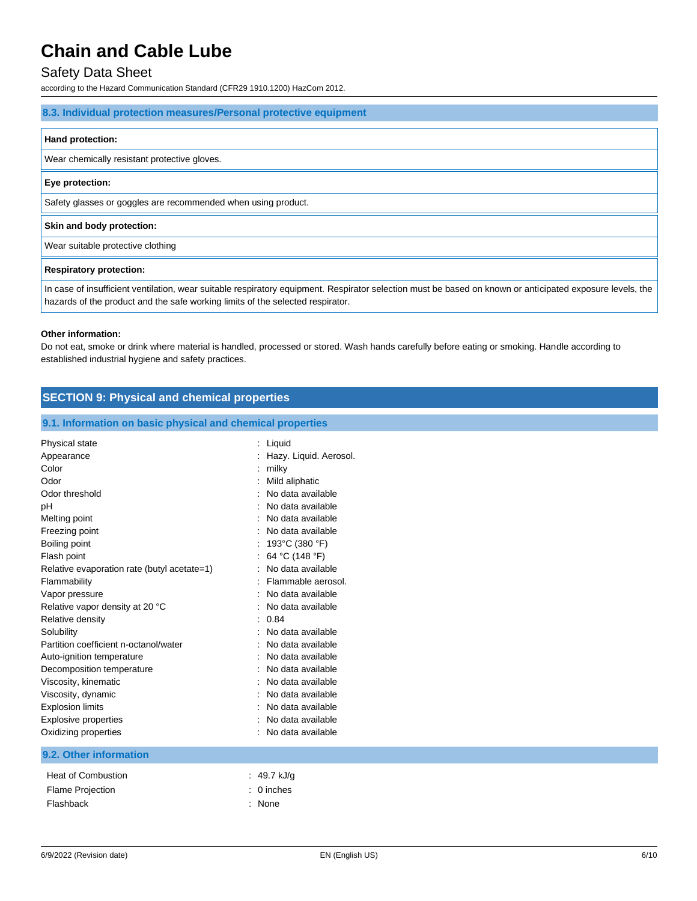### 8.3. Individual protection measures/Personal protective equipment

| Hand protection: |
| --- |
| Wear chemically resistant protective gloves. |

| Eye protection: |
| --- |
| Safety glasses or goggles are recommended when using product. |

| Skin and body protection: |
| --- |
| Wear suitable protective clothing |

| Respiratory protection: |
| --- |
| In case of insufficient ventilation, wear suitable respiratory equipment. Respirator selection must be based on known or anticipated exposure levels, the hazards of the product and the safe working limits of the selected respirator. |

**Other information:**

Do not eat, smoke or drink where material is handled, processed or stored. Wash hands carefully before eating or smoking. Handle according to established industrial hygiene and safety practices.

## SECTION 9: Physical and chemical properties

### 9.1. Information on basic physical and chemical properties

| Property | Value |
| --- | --- |
| Physical state | Liquid |
| Appearance | Hazy. Liquid. Aerosol. |
| Color | milky |
| Odor | Mild aliphatic |
| Odor threshold | No data available |
| pH | No data available |
| Melting point | No data available |
| Freezing point | No data available |
| Boiling point | 193°C (380 °F) |
| Flash point | 64 °C (148 °F) |
| Relative evaporation rate (butyl acetate=1) | No data available |
| Flammability | Flammable aerosol. |
| Vapor pressure | No data available |
| Relative vapor density at 20 °C | No data available |
| Relative density | 0.84 |
| Solubility | No data available |
| Partition coefficient n-octanol/water | No data available |
| Auto-ignition temperature | No data available |
| Decomposition temperature | No data available |
| Viscosity, kinematic | No data available |
| Viscosity, dynamic | No data available |
| Explosion limits | No data available |
| Explosive properties | No data available |
| Oxidizing properties | No data available |

### 9.2. Other information

| Property | Value |
| --- | --- |
| Heat of Combustion | 49.7 kJ/g |
| Flame Projection | 0 inches |
| Flashback | None |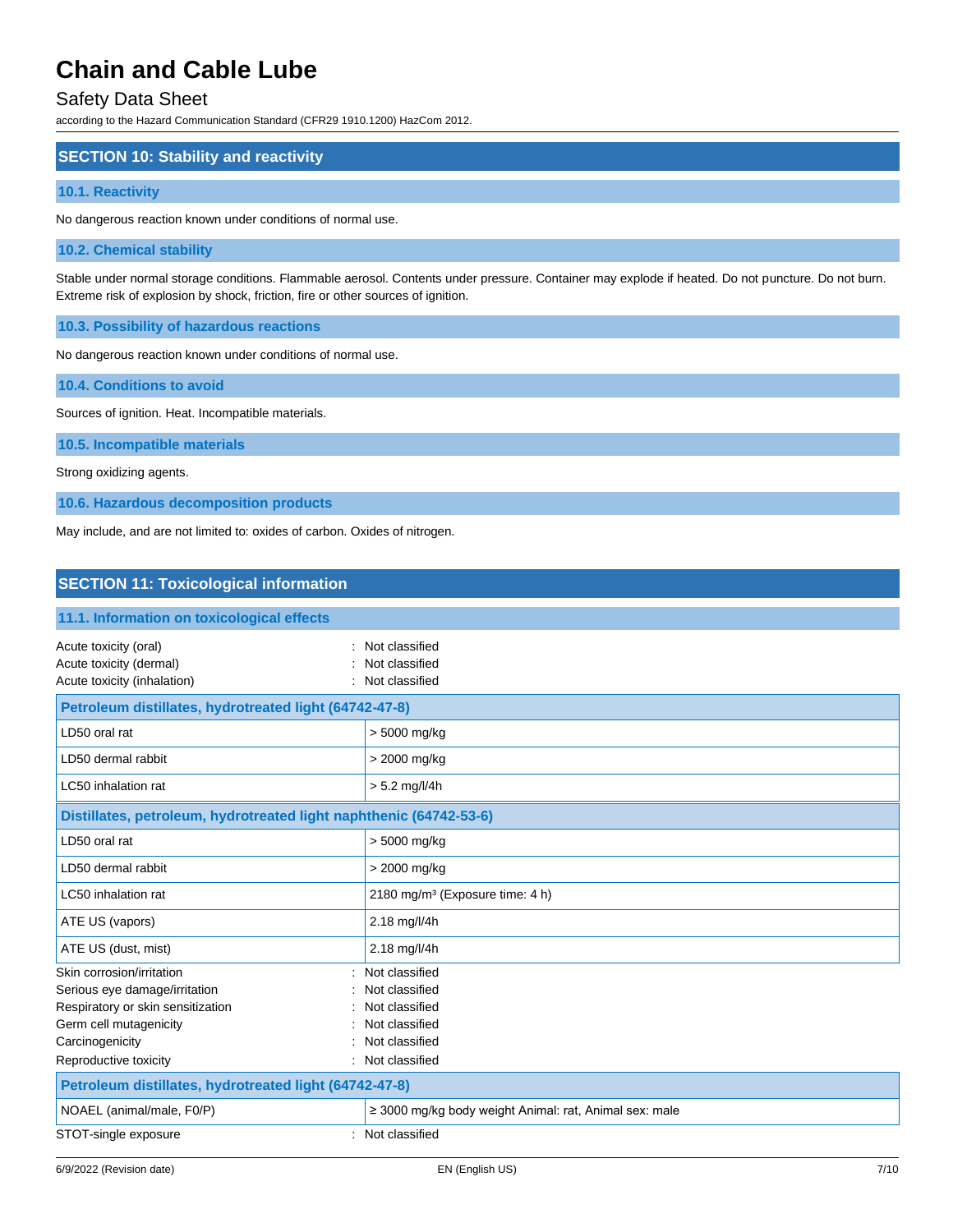## SECTION 10: Stability and reactivity

### 10.1. Reactivity

No dangerous reaction known under conditions of normal use.

### 10.2. Chemical stability

Stable under normal storage conditions. Flammable aerosol. Contents under pressure. Container may explode if heated. Do not puncture. Do not burn. Extreme risk of explosion by shock, friction, fire or other sources of ignition.

### 10.3. Possibility of hazardous reactions

No dangerous reaction known under conditions of normal use.

### 10.4. Conditions to avoid

Sources of ignition. Heat. Incompatible materials.

### 10.5. Incompatible materials

Strong oxidizing agents.

### 10.6. Hazardous decomposition products

May include, and are not limited to: oxides of carbon. Oxides of nitrogen.

## SECTION 11: Toxicological information

### 11.1. Information on toxicological effects

Acute toxicity (oral) : Not classified
Acute toxicity (dermal) : Not classified
Acute toxicity (inhalation) : Not classified

| Petroleum distillates, hydrotreated light (64742-47-8) | |
|---|---|
| LD50 oral rat | > 5000 mg/kg |
| LD50 dermal rabbit | > 2000 mg/kg |
| LC50 inhalation rat | > 5.2 mg/l/4h |

| Distillates, petroleum, hydrotreated light naphthenic (64742-53-6) | |
|---|---|
| LD50 oral rat | > 5000 mg/kg |
| LD50 dermal rabbit | > 2000 mg/kg |
| LC50 inhalation rat | 2180 mg/m³ (Exposure time: 4 h) |
| ATE US (vapors) | 2.18 mg/l/4h |
| ATE US (dust, mist) | 2.18 mg/l/4h |

Skin corrosion/irritation : Not classified
Serious eye damage/irritation : Not classified
Respiratory or skin sensitization : Not classified
Germ cell mutagenicity : Not classified
Carcinogenicity : Not classified
Reproductive toxicity : Not classified

| Petroleum distillates, hydrotreated light (64742-47-8) | |
|---|---|
| NOAEL (animal/male, F0/P) | ≥ 3000 mg/kg body weight Animal: rat, Animal sex: male |

STOT-single exposure : Not classified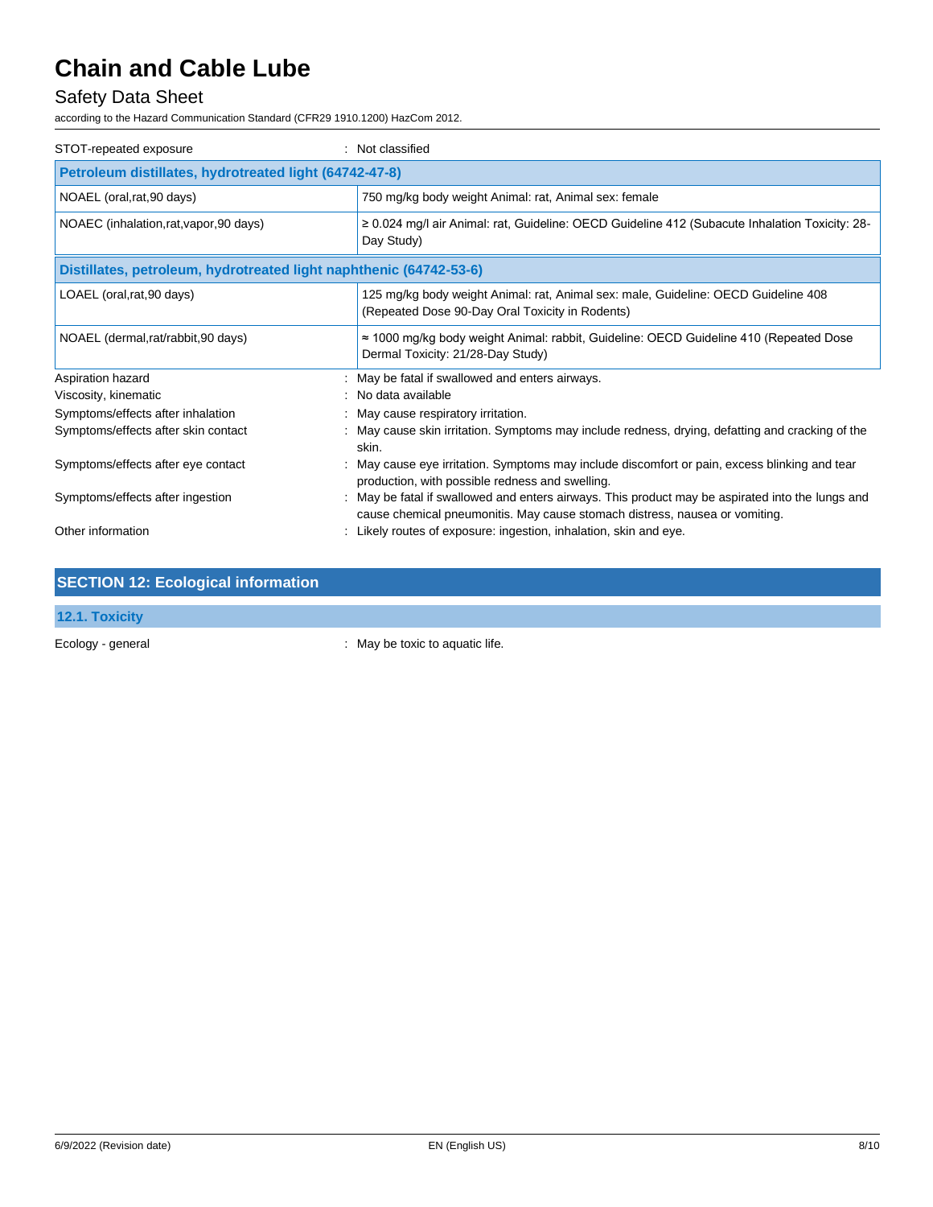STOT-repeated exposure : Not classified

| Petroleum distillates, hydrotreated light (64742-47-8) | |
|---|---|
| NOAEL (oral,rat,90 days) | 750 mg/kg body weight Animal: rat, Animal sex: female |
| NOAEC (inhalation,rat,vapor,90 days) | ≥ 0.024 mg/l air Animal: rat, Guideline: OECD Guideline 412 (Subacute Inhalation Toxicity: 28-Day Study) |

| Distillates, petroleum, hydrotreated light naphthenic (64742-53-6) | |
|---|---|
| LOAEL (oral,rat,90 days) | 125 mg/kg body weight Animal: rat, Animal sex: male, Guideline: OECD Guideline 408 (Repeated Dose 90-Day Oral Toxicity in Rodents) |
| NOAEL (dermal,rat/rabbit,90 days) | ≈ 1000 mg/kg body weight Animal: rabbit, Guideline: OECD Guideline 410 (Repeated Dose Dermal Toxicity: 21/28-Day Study) |

Aspiration hazard : May be fatal if swallowed and enters airways.

Viscosity, kinematic : No data available

Symptoms/effects after inhalation : May cause respiratory irritation.

Symptoms/effects after skin contact : May cause skin irritation. Symptoms may include redness, drying, defatting and cracking of the skin.

Symptoms/effects after eye contact : May cause eye irritation. Symptoms may include discomfort or pain, excess blinking and tear production, with possible redness and swelling.

Symptoms/effects after ingestion : May be fatal if swallowed and enters airways. This product may be aspirated into the lungs and cause chemical pneumonitis. May cause stomach distress, nausea or vomiting.

Other information : Likely routes of exposure: ingestion, inhalation, skin and eye.

## SECTION 12: Ecological information

### 12.1. Toxicity

Ecology - general : May be toxic to aquatic life.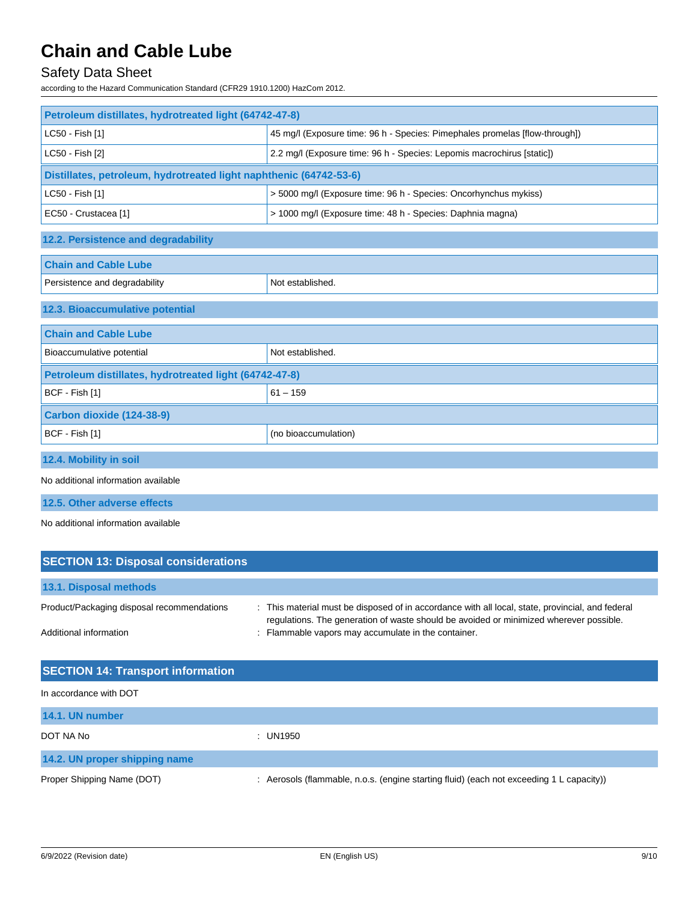| Petroleum distillates, hydrotreated light (64742-47-8) | |
|---|---|
| LC50 - Fish [1] | 45 mg/l (Exposure time: 96 h - Species: Pimephales promelas [flow-through]) |
| LC50 - Fish [2] | 2.2 mg/l (Exposure time: 96 h - Species: Lepomis macrochirus [static]) |

| Distillates, petroleum, hydrotreated light naphthenic (64742-53-6) | |
|---|---|
| LC50 - Fish [1] | > 5000 mg/l (Exposure time: 96 h - Species: Oncorhynchus mykiss) |
| EC50 - Crustacea [1] | > 1000 mg/l (Exposure time: 48 h - Species: Daphnia magna) |

### 12.2. Persistence and degradability

| Chain and Cable Lube | |
|---|---|
| Persistence and degradability | Not established. |

### 12.3. Bioaccumulative potential

| Chain and Cable Lube | |
|---|---|
| Bioaccumulative potential | Not established. |
| **Petroleum distillates, hydrotreated light (64742-47-8)** | |
| BCF - Fish [1] | 61 – 159 |
| **Carbon dioxide (124-38-9)** | |
| BCF - Fish [1] | (no bioaccumulation) |

### 12.4. Mobility in soil

No additional information available

### 12.5. Other adverse effects

No additional information available

## SECTION 13: Disposal considerations

### 13.1. Disposal methods

Product/Packaging disposal recommendations : This material must be disposed of in accordance with all local, state, provincial, and federal regulations. The generation of waste should be avoided or minimized wherever possible.

Additional information : Flammable vapors may accumulate in the container.

## SECTION 14: Transport information

In accordance with DOT

### 14.1. UN number

DOT NA No : UN1950

### 14.2. UN proper shipping name

Proper Shipping Name (DOT) : Aerosols (flammable, n.o.s. (engine starting fluid) (each not exceeding 1 L capacity))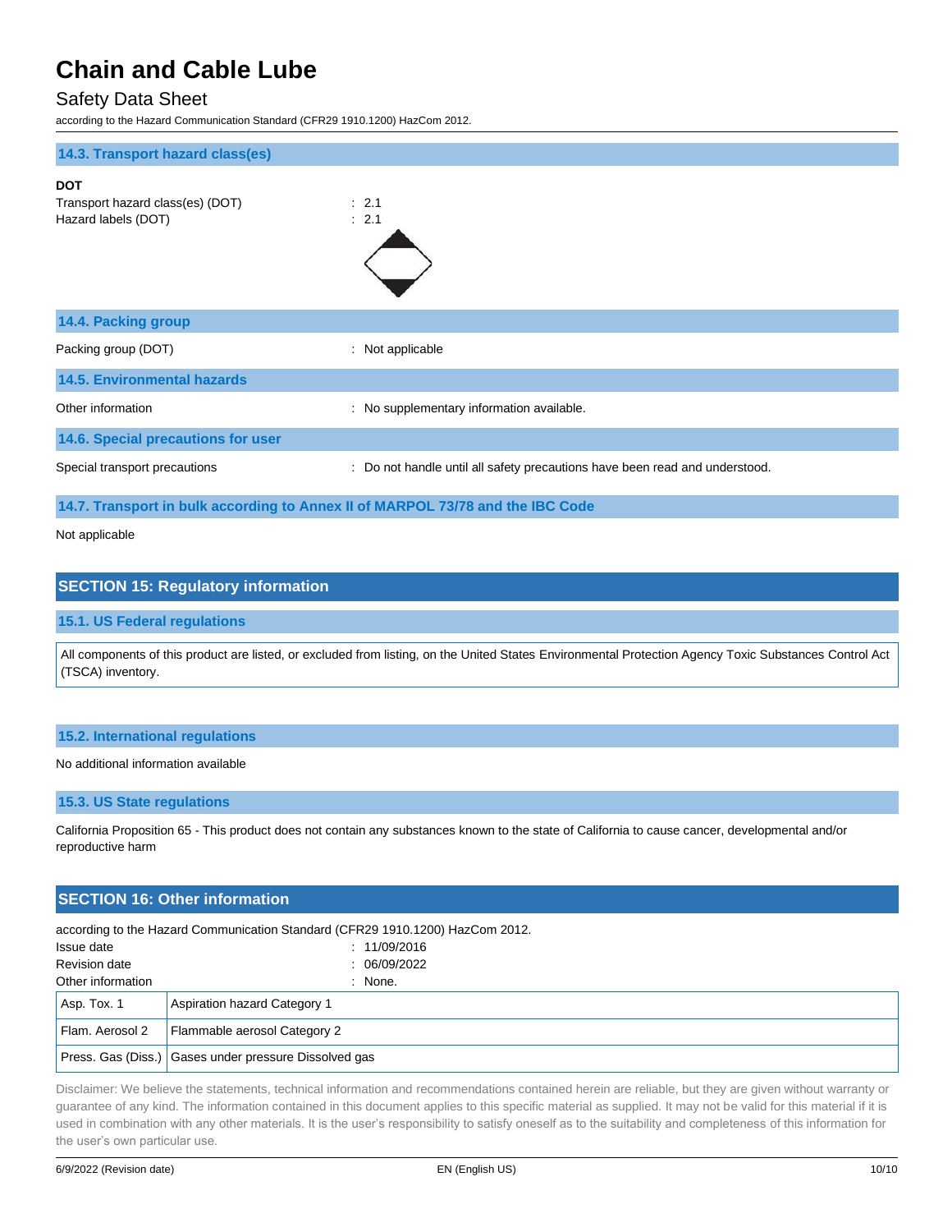### 14.3. Transport hazard class(es)

**DOT**

Transport hazard class(es) (DOT) : 2.1

Hazard labels (DOT) : 2.1

### 14.4. Packing group

Packing group (DOT) : Not applicable

### 14.5. Environmental hazards

Other information : No supplementary information available.

### 14.6. Special precautions for user

Special transport precautions : Do not handle until all safety precautions have been read and understood.

### 14.7. Transport in bulk according to Annex II of MARPOL 73/78 and the IBC Code

Not applicable

## SECTION 15: Regulatory information

### 15.1. US Federal regulations

All components of this product are listed, or excluded from listing, on the United States Environmental Protection Agency Toxic Substances Control Act (TSCA) inventory.

### 15.2. International regulations

No additional information available

### 15.3. US State regulations

California Proposition 65 - This product does not contain any substances known to the state of California to cause cancer, developmental and/or reproductive harm

## SECTION 16: Other information

according to the Hazard Communication Standard (CFR29 1910.1200) HazCom 2012.

Issue date : 11/09/2016

Revision date : 06/09/2022

Other information : None.

| | |
|---|---|
| Asp. Tox. 1 | Aspiration hazard Category 1 |
| Flam. Aerosol 2 | Flammable aerosol Category 2 |
| Press. Gas (Diss.) | Gases under pressure Dissolved gas |

Disclaimer: We believe the statements, technical information and recommendations contained herein are reliable, but they are given without warranty or guarantee of any kind. The information contained in this document applies to this specific material as supplied. It may not be valid for this material if it is used in combination with any other materials. It is the user's responsibility to satisfy oneself as to the suitability and completeness of this information for the user's own particular use.